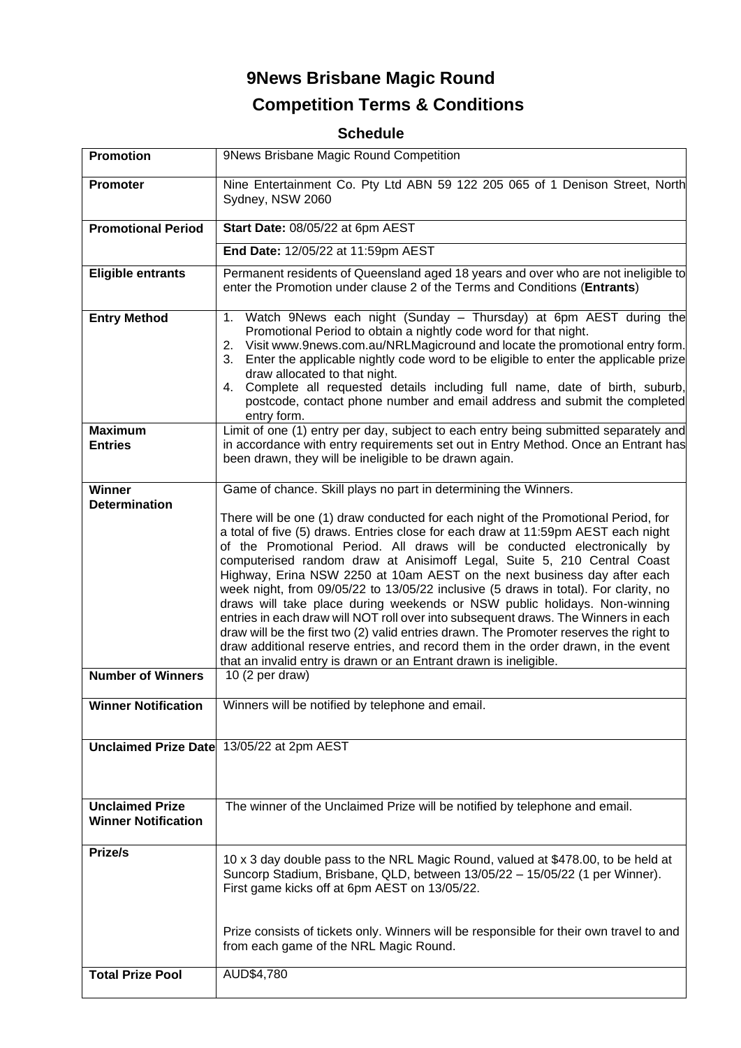# 9News Brisbane Magic Round

# Competition Terms & Conditions

## Schedule

| | |
|---|---|
| **Promotion** | 9News Brisbane Magic Round Competition |
| **Promoter** | Nine Entertainment Co. Pty Ltd ABN 59 122 205 065 of 1 Denison Street, North Sydney, NSW 2060 |
| **Promotional Period** | **Start Date:** 08/05/22 at 6pm AEST |
| | **End Date:** 12/05/22 at 11:59pm AEST |
| **Eligible entrants** | Permanent residents of Queensland aged 18 years and over who are not ineligible to enter the Promotion under clause 2 of the Terms and Conditions (**Entrants**) |
| **Entry Method** | 1. Watch 9News each night (Sunday – Thursday) at 6pm AEST during the Promotional Period to obtain a nightly code word for that night.<br>2. Visit www.9news.com.au/NRLMagicround and locate the promotional entry form.<br>3. Enter the applicable nightly code word to be eligible to enter the applicable prize draw allocated to that night.<br>4. Complete all requested details including full name, date of birth, suburb, postcode, contact phone number and email address and submit the completed entry form. |
| **Maximum Entries** | Limit of one (1) entry per day, subject to each entry being submitted separately and in accordance with entry requirements set out in Entry Method. Once an Entrant has been drawn, they will be ineligible to be drawn again. |
| **Winner Determination** | Game of chance. Skill plays no part in determining the Winners.<br><br>There will be one (1) draw conducted for each night of the Promotional Period, for a total of five (5) draws. Entries close for each draw at 11:59pm AEST each night of the Promotional Period. All draws will be conducted electronically by computerised random draw at Anisimoff Legal, Suite 5, 210 Central Coast Highway, Erina NSW 2250 at 10am AEST on the next business day after each week night, from 09/05/22 to 13/05/22 inclusive (5 draws in total). For clarity, no draws will take place during weekends or NSW public holidays. Non-winning entries in each draw will NOT roll over into subsequent draws. The Winners in each draw will be the first two (2) valid entries drawn. The Promoter reserves the right to draw additional reserve entries, and record them in the order drawn, in the event that an invalid entry is drawn or an Entrant drawn is ineligible. |
| **Number of Winners** | 10 (2 per draw) |
| **Winner Notification** | Winners will be notified by telephone and email. |
| **Unclaimed Prize Date** | 13/05/22 at 2pm AEST |
| **Unclaimed Prize Winner Notification** | The winner of the Unclaimed Prize will be notified by telephone and email. |
| **Prize/s** | 10 x 3 day double pass to the NRL Magic Round, valued at $478.00, to be held at Suncorp Stadium, Brisbane, QLD, between 13/05/22 – 15/05/22 (1 per Winner). First game kicks off at 6pm AEST on 13/05/22.<br><br>Prize consists of tickets only. Winners will be responsible for their own travel to and from each game of the NRL Magic Round. |
| **Total Prize Pool** | AUD$4,780 |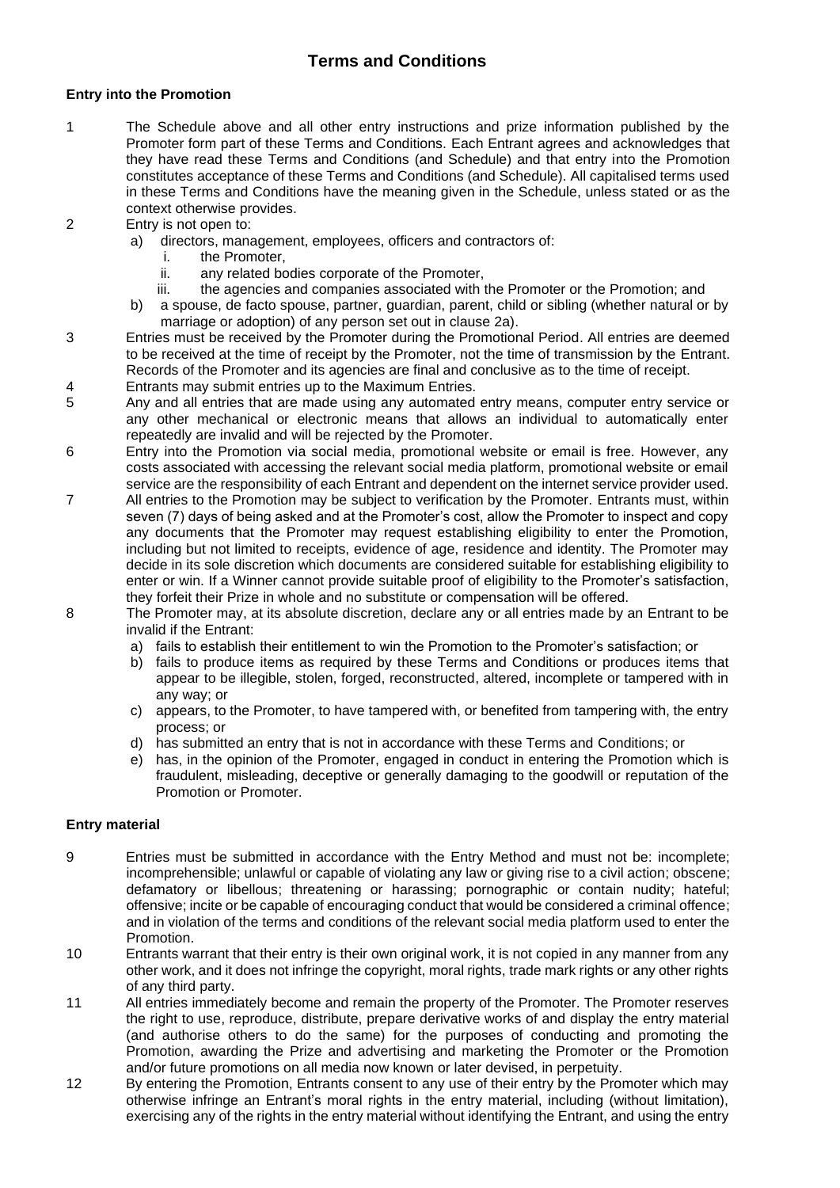# Terms and Conditions

### Entry into the Promotion

1 The Schedule above and all other entry instructions and prize information published by the Promoter form part of these Terms and Conditions. Each Entrant agrees and acknowledges that they have read these Terms and Conditions (and Schedule) and that entry into the Promotion constitutes acceptance of these Terms and Conditions (and Schedule). All capitalised terms used in these Terms and Conditions have the meaning given in the Schedule, unless stated or as the context otherwise provides.

2 Entry is not open to:
   a) directors, management, employees, officers and contractors of:
      i. the Promoter,
      ii. any related bodies corporate of the Promoter,
      iii. the agencies and companies associated with the Promoter or the Promotion; and
   b) a spouse, de facto spouse, partner, guardian, parent, child or sibling (whether natural or by marriage or adoption) of any person set out in clause 2a).

3 Entries must be received by the Promoter during the Promotional Period. All entries are deemed to be received at the time of receipt by the Promoter, not the time of transmission by the Entrant. Records of the Promoter and its agencies are final and conclusive as to the time of receipt.

4 Entrants may submit entries up to the Maximum Entries.

5 Any and all entries that are made using any automated entry means, computer entry service or any other mechanical or electronic means that allows an individual to automatically enter repeatedly are invalid and will be rejected by the Promoter.

6 Entry into the Promotion via social media, promotional website or email is free. However, any costs associated with accessing the relevant social media platform, promotional website or email service are the responsibility of each Entrant and dependent on the internet service provider used.

7 All entries to the Promotion may be subject to verification by the Promoter. Entrants must, within seven (7) days of being asked and at the Promoter's cost, allow the Promoter to inspect and copy any documents that the Promoter may request establishing eligibility to enter the Promotion, including but not limited to receipts, evidence of age, residence and identity. The Promoter may decide in its sole discretion which documents are considered suitable for establishing eligibility to enter or win. If a Winner cannot provide suitable proof of eligibility to the Promoter's satisfaction, they forfeit their Prize in whole and no substitute or compensation will be offered.

8 The Promoter may, at its absolute discretion, declare any or all entries made by an Entrant to be invalid if the Entrant:
   a) fails to establish their entitlement to win the Promotion to the Promoter's satisfaction; or
   b) fails to produce items as required by these Terms and Conditions or produces items that appear to be illegible, stolen, forged, reconstructed, altered, incomplete or tampered with in any way; or
   c) appears, to the Promoter, to have tampered with, or benefited from tampering with, the entry process; or
   d) has submitted an entry that is not in accordance with these Terms and Conditions; or
   e) has, in the opinion of the Promoter, engaged in conduct in entering the Promotion which is fraudulent, misleading, deceptive or generally damaging to the goodwill or reputation of the Promotion or Promoter.

### Entry material

9 Entries must be submitted in accordance with the Entry Method and must not be: incomplete; incomprehensible; unlawful or capable of violating any law or giving rise to a civil action; obscene; defamatory or libellous; threatening or harassing; pornographic or contain nudity; hateful; offensive; incite or be capable of encouraging conduct that would be considered a criminal offence; and in violation of the terms and conditions of the relevant social media platform used to enter the Promotion.

10 Entrants warrant that their entry is their own original work, it is not copied in any manner from any other work, and it does not infringe the copyright, moral rights, trade mark rights or any other rights of any third party.

11 All entries immediately become and remain the property of the Promoter. The Promoter reserves the right to use, reproduce, distribute, prepare derivative works of and display the entry material (and authorise others to do the same) for the purposes of conducting and promoting the Promotion, awarding the Prize and advertising and marketing the Promoter or the Promotion and/or future promotions on all media now known or later devised, in perpetuity.

12 By entering the Promotion, Entrants consent to any use of their entry by the Promoter which may otherwise infringe an Entrant's moral rights in the entry material, including (without limitation), exercising any of the rights in the entry material without identifying the Entrant, and using the entry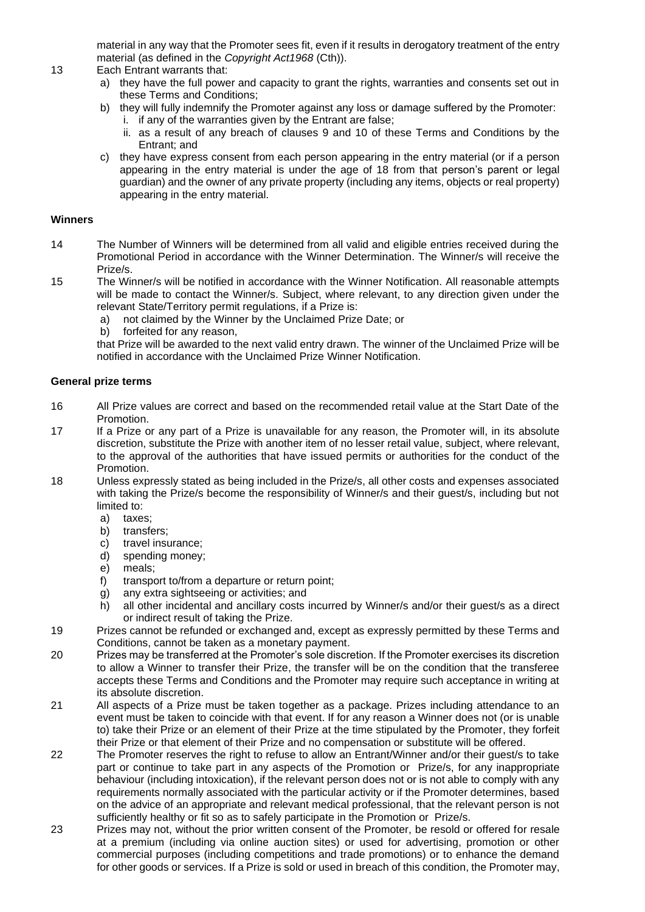material in any way that the Promoter sees fit, even if it results in derogatory treatment of the entry material (as defined in the *Copyright Act1968* (Cth)).

13 Each Entrant warrants that:

   a) they have the full power and capacity to grant the rights, warranties and consents set out in these Terms and Conditions;
   b) they will fully indemnify the Promoter against any loss or damage suffered by the Promoter:
      i. if any of the warranties given by the Entrant are false;
      ii. as a result of any breach of clauses 9 and 10 of these Terms and Conditions by the Entrant; and
   c) they have express consent from each person appearing in the entry material (or if a person appearing in the entry material is under the age of 18 from that person's parent or legal guardian) and the owner of any private property (including any items, objects or real property) appearing in the entry material.

**Winners**

14 The Number of Winners will be determined from all valid and eligible entries received during the Promotional Period in accordance with the Winner Determination. The Winner/s will receive the Prize/s.

15 The Winner/s will be notified in accordance with the Winner Notification. All reasonable attempts will be made to contact the Winner/s. Subject, where relevant, to any direction given under the relevant State/Territory permit regulations, if a Prize is:

   a) not claimed by the Winner by the Unclaimed Prize Date; or
   b) forfeited for any reason,

   that Prize will be awarded to the next valid entry drawn. The winner of the Unclaimed Prize will be notified in accordance with the Unclaimed Prize Winner Notification.

**General prize terms**

16 All Prize values are correct and based on the recommended retail value at the Start Date of the Promotion.

17 If a Prize or any part of a Prize is unavailable for any reason, the Promoter will, in its absolute discretion, substitute the Prize with another item of no lesser retail value, subject, where relevant, to the approval of the authorities that have issued permits or authorities for the conduct of the Promotion.

18 Unless expressly stated as being included in the Prize/s, all other costs and expenses associated with taking the Prize/s become the responsibility of Winner/s and their guest/s, including but not limited to:

   a) taxes;
   b) transfers;
   c) travel insurance;
   d) spending money;
   e) meals;
   f) transport to/from a departure or return point;
   g) any extra sightseeing or activities; and
   h) all other incidental and ancillary costs incurred by Winner/s and/or their guest/s as a direct or indirect result of taking the Prize.

19 Prizes cannot be refunded or exchanged and, except as expressly permitted by these Terms and Conditions, cannot be taken as a monetary payment.

20 Prizes may be transferred at the Promoter's sole discretion. If the Promoter exercises its discretion to allow a Winner to transfer their Prize, the transfer will be on the condition that the transferee accepts these Terms and Conditions and the Promoter may require such acceptance in writing at its absolute discretion.

21 All aspects of a Prize must be taken together as a package. Prizes including attendance to an event must be taken to coincide with that event. If for any reason a Winner does not (or is unable to) take their Prize or an element of their Prize at the time stipulated by the Promoter, they forfeit their Prize or that element of their Prize and no compensation or substitute will be offered.

22 The Promoter reserves the right to refuse to allow an Entrant/Winner and/or their guest/s to take part or continue to take part in any aspects of the Promotion or Prize/s, for any inappropriate behaviour (including intoxication), if the relevant person does not or is not able to comply with any requirements normally associated with the particular activity or if the Promoter determines, based on the advice of an appropriate and relevant medical professional, that the relevant person is not sufficiently healthy or fit so as to safely participate in the Promotion or Prize/s.

23 Prizes may not, without the prior written consent of the Promoter, be resold or offered for resale at a premium (including via online auction sites) or used for advertising, promotion or other commercial purposes (including competitions and trade promotions) or to enhance the demand for other goods or services. If a Prize is sold or used in breach of this condition, the Promoter may,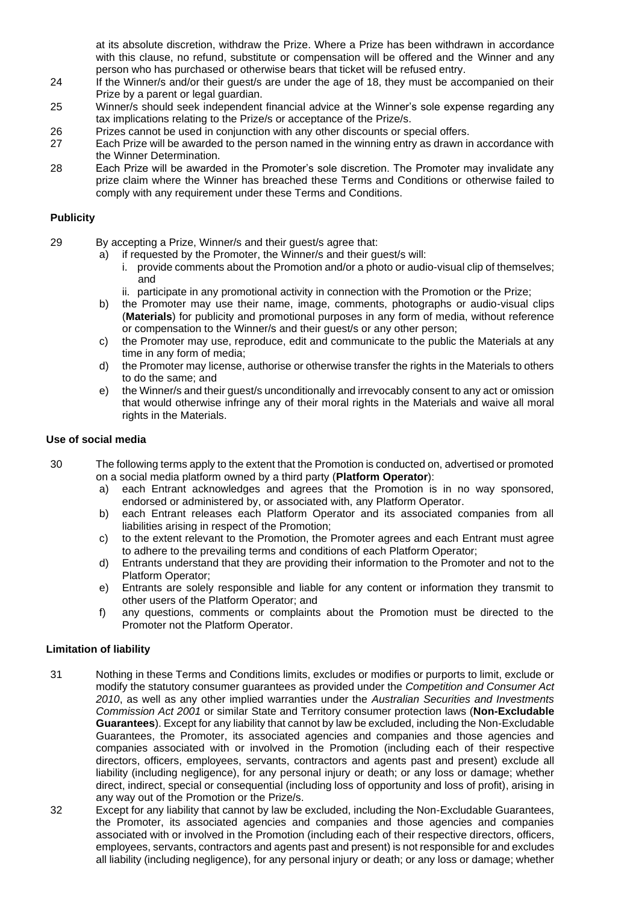at its absolute discretion, withdraw the Prize. Where a Prize has been withdrawn in accordance with this clause, no refund, substitute or compensation will be offered and the Winner and any person who has purchased or otherwise bears that ticket will be refused entry.

24 If the Winner/s and/or their guest/s are under the age of 18, they must be accompanied on their Prize by a parent or legal guardian.

25 Winner/s should seek independent financial advice at the Winner's sole expense regarding any tax implications relating to the Prize/s or acceptance of the Prize/s.

26 Prizes cannot be used in conjunction with any other discounts or special offers.

27 Each Prize will be awarded to the person named in the winning entry as drawn in accordance with the Winner Determination.

28 Each Prize will be awarded in the Promoter's sole discretion. The Promoter may invalidate any prize claim where the Winner has breached these Terms and Conditions or otherwise failed to comply with any requirement under these Terms and Conditions.

### Publicity

29 By accepting a Prize, Winner/s and their guest/s agree that:

a) if requested by the Promoter, the Winner/s and their guest/s will:
   i. provide comments about the Promotion and/or a photo or audio-visual clip of themselves; and
   ii. participate in any promotional activity in connection with the Promotion or the Prize;

b) the Promoter may use their name, image, comments, photographs or audio-visual clips (**Materials**) for publicity and promotional purposes in any form of media, without reference or compensation to the Winner/s and their guest/s or any other person;

c) the Promoter may use, reproduce, edit and communicate to the public the Materials at any time in any form of media;

d) the Promoter may license, authorise or otherwise transfer the rights in the Materials to others to do the same; and

e) the Winner/s and their guest/s unconditionally and irrevocably consent to any act or omission that would otherwise infringe any of their moral rights in the Materials and waive all moral rights in the Materials.

### Use of social media

30 The following terms apply to the extent that the Promotion is conducted on, advertised or promoted on a social media platform owned by a third party (**Platform Operator**):

a) each Entrant acknowledges and agrees that the Promotion is in no way sponsored, endorsed or administered by, or associated with, any Platform Operator.

b) each Entrant releases each Platform Operator and its associated companies from all liabilities arising in respect of the Promotion;

c) to the extent relevant to the Promotion, the Promoter agrees and each Entrant must agree to adhere to the prevailing terms and conditions of each Platform Operator;

d) Entrants understand that they are providing their information to the Promoter and not to the Platform Operator;

e) Entrants are solely responsible and liable for any content or information they transmit to other users of the Platform Operator; and

f) any questions, comments or complaints about the Promotion must be directed to the Promoter not the Platform Operator.

### Limitation of liability

31 Nothing in these Terms and Conditions limits, excludes or modifies or purports to limit, exclude or modify the statutory consumer guarantees as provided under the *Competition and Consumer Act 2010*, as well as any other implied warranties under the *Australian Securities and Investments Commission Act 2001* or similar State and Territory consumer protection laws (**Non-Excludable Guarantees**). Except for any liability that cannot by law be excluded, including the Non-Excludable Guarantees, the Promoter, its associated agencies and companies and those agencies and companies associated with or involved in the Promotion (including each of their respective directors, officers, employees, servants, contractors and agents past and present) exclude all liability (including negligence), for any personal injury or death; or any loss or damage; whether direct, indirect, special or consequential (including loss of opportunity and loss of profit), arising in any way out of the Promotion or the Prize/s.

32 Except for any liability that cannot by law be excluded, including the Non-Excludable Guarantees, the Promoter, its associated agencies and companies and those agencies and companies associated with or involved in the Promotion (including each of their respective directors, officers, employees, servants, contractors and agents past and present) is not responsible for and excludes all liability (including negligence), for any personal injury or death; or any loss or damage; whether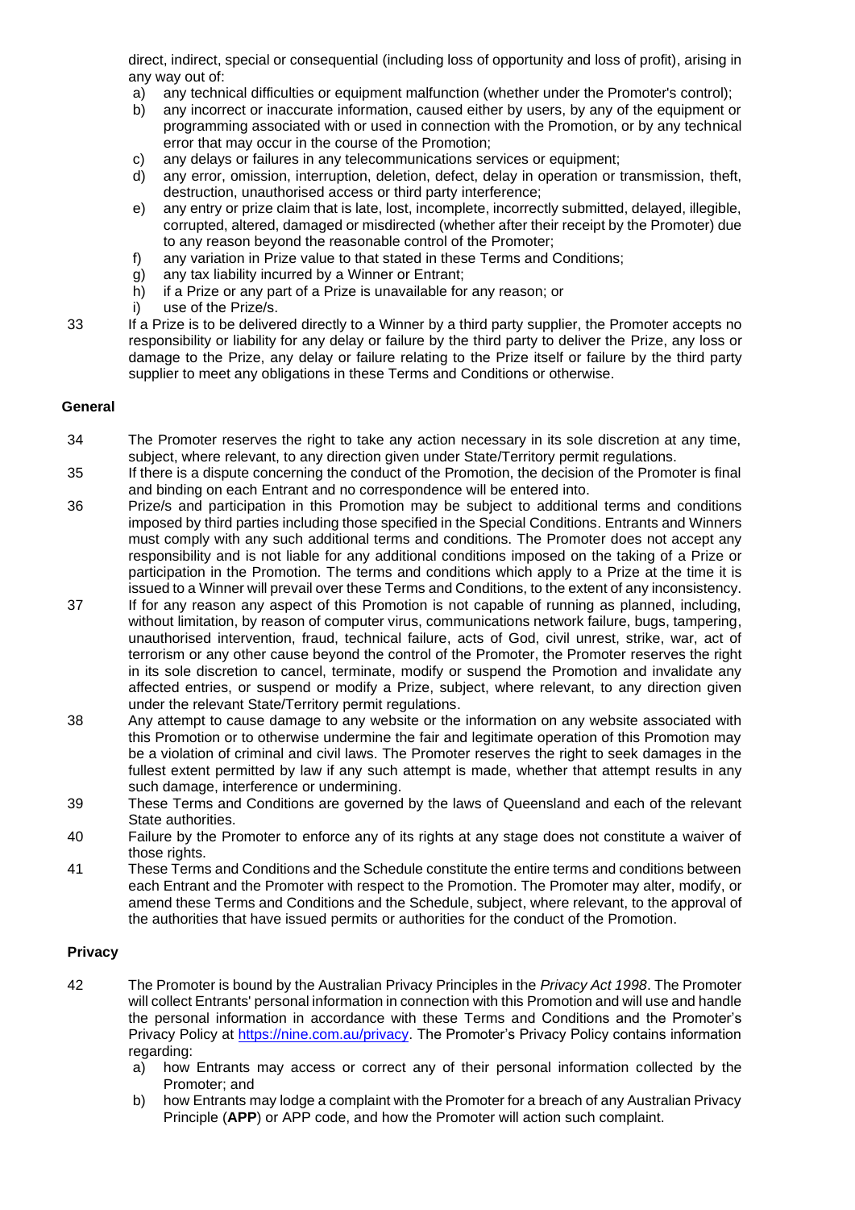direct, indirect, special or consequential (including loss of opportunity and loss of profit), arising in any way out of:

a) any technical difficulties or equipment malfunction (whether under the Promoter's control);
b) any incorrect or inaccurate information, caused either by users, by any of the equipment or programming associated with or used in connection with the Promotion, or by any technical error that may occur in the course of the Promotion;
c) any delays or failures in any telecommunications services or equipment;
d) any error, omission, interruption, deletion, defect, delay in operation or transmission, theft, destruction, unauthorised access or third party interference;
e) any entry or prize claim that is late, lost, incomplete, incorrectly submitted, delayed, illegible, corrupted, altered, damaged or misdirected (whether after their receipt by the Promoter) due to any reason beyond the reasonable control of the Promoter;
f) any variation in Prize value to that stated in these Terms and Conditions;
g) any tax liability incurred by a Winner or Entrant;
h) if a Prize or any part of a Prize is unavailable for any reason; or
i) use of the Prize/s.

33 If a Prize is to be delivered directly to a Winner by a third party supplier, the Promoter accepts no responsibility or liability for any delay or failure by the third party to deliver the Prize, any loss or damage to the Prize, any delay or failure relating to the Prize itself or failure by the third party supplier to meet any obligations in these Terms and Conditions or otherwise.

**General**

34 The Promoter reserves the right to take any action necessary in its sole discretion at any time, subject, where relevant, to any direction given under State/Territory permit regulations.

35 If there is a dispute concerning the conduct of the Promotion, the decision of the Promoter is final and binding on each Entrant and no correspondence will be entered into.

36 Prize/s and participation in this Promotion may be subject to additional terms and conditions imposed by third parties including those specified in the Special Conditions. Entrants and Winners must comply with any such additional terms and conditions. The Promoter does not accept any responsibility and is not liable for any additional conditions imposed on the taking of a Prize or participation in the Promotion. The terms and conditions which apply to a Prize at the time it is issued to a Winner will prevail over these Terms and Conditions, to the extent of any inconsistency.

37 If for any reason any aspect of this Promotion is not capable of running as planned, including, without limitation, by reason of computer virus, communications network failure, bugs, tampering, unauthorised intervention, fraud, technical failure, acts of God, civil unrest, strike, war, act of terrorism or any other cause beyond the control of the Promoter, the Promoter reserves the right in its sole discretion to cancel, terminate, modify or suspend the Promotion and invalidate any affected entries, or suspend or modify a Prize, subject, where relevant, to any direction given under the relevant State/Territory permit regulations.

38 Any attempt to cause damage to any website or the information on any website associated with this Promotion or to otherwise undermine the fair and legitimate operation of this Promotion may be a violation of criminal and civil laws. The Promoter reserves the right to seek damages in the fullest extent permitted by law if any such attempt is made, whether that attempt results in any such damage, interference or undermining.

39 These Terms and Conditions are governed by the laws of Queensland and each of the relevant State authorities.

40 Failure by the Promoter to enforce any of its rights at any stage does not constitute a waiver of those rights.

41 These Terms and Conditions and the Schedule constitute the entire terms and conditions between each Entrant and the Promoter with respect to the Promotion. The Promoter may alter, modify, or amend these Terms and Conditions and the Schedule, subject, where relevant, to the approval of the authorities that have issued permits or authorities for the conduct of the Promotion.

**Privacy**

42 The Promoter is bound by the Australian Privacy Principles in the *Privacy Act 1998*. The Promoter will collect Entrants' personal information in connection with this Promotion and will use and handle the personal information in accordance with these Terms and Conditions and the Promoter's Privacy Policy at https://nine.com.au/privacy. The Promoter's Privacy Policy contains information regarding:

a) how Entrants may access or correct any of their personal information collected by the Promoter; and
b) how Entrants may lodge a complaint with the Promoter for a breach of any Australian Privacy Principle (**APP**) or APP code, and how the Promoter will action such complaint.